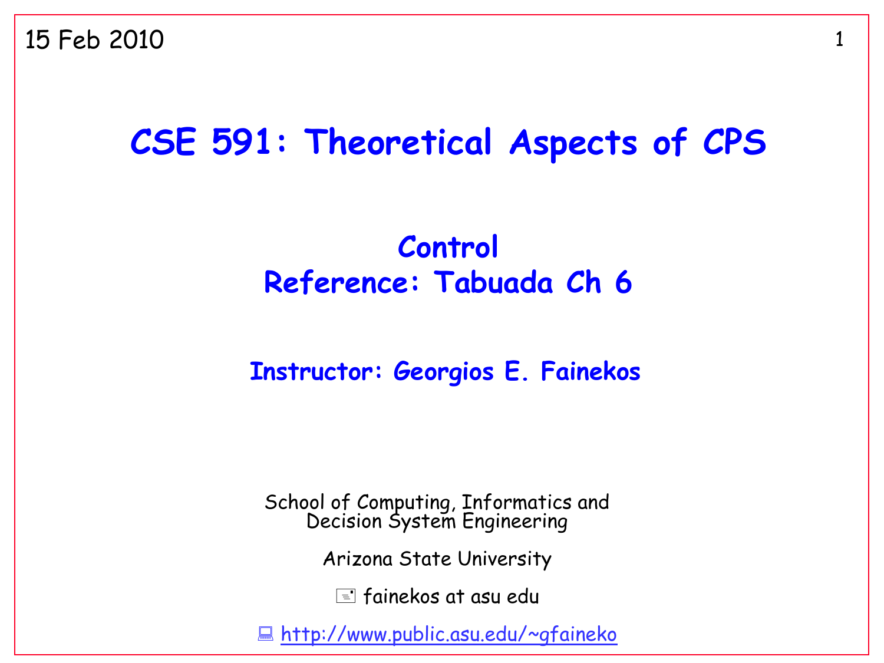15 Feb 2010

# CSE 591: Theoretical Aspects of CPS

## Control
## Reference: Tabuada Ch 6

### Instructor: Georgios E. Fainekos

School of Computing, Informatics and Decision System Engineering

Arizona State University

fainekos at asu edu

http://www.public.asu.edu/~gfaineko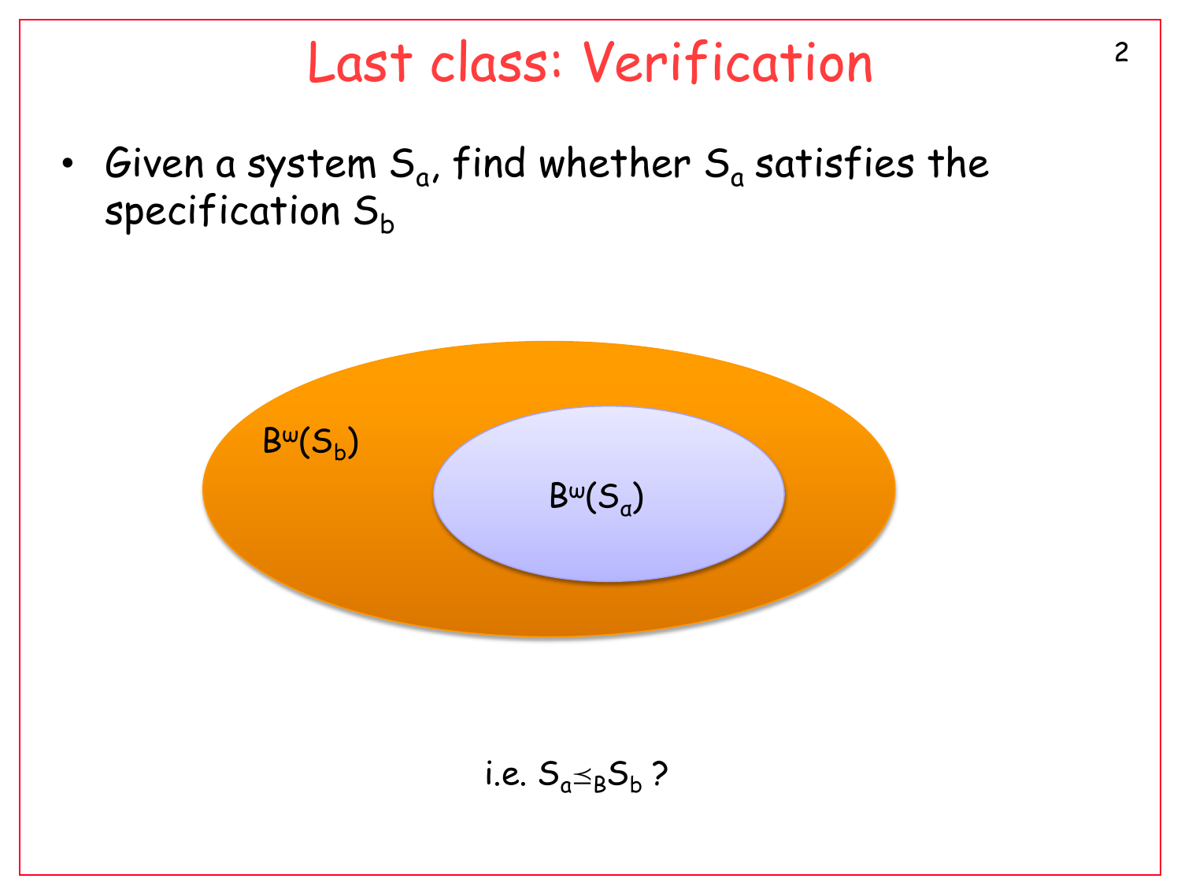# Last class: Verification

- Given a system $S_a$, find whether $S_a$ satisfies the specification $S_b$

$B^{\omega}(S_b)$

$B^{\omega}(S_a)$

i.e. $S_a \preceq_B S_b$ ?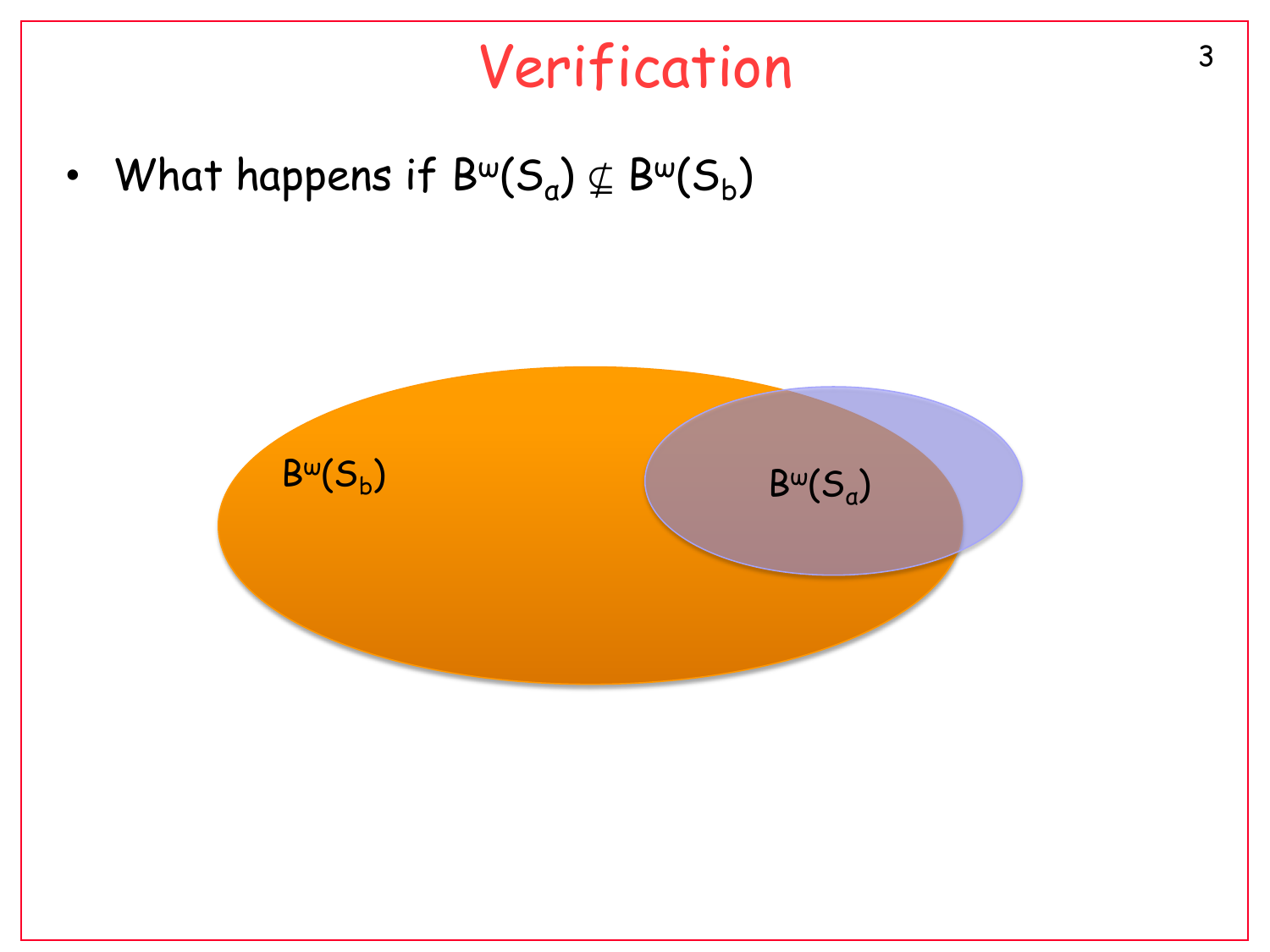# Verification

- What happens if $B^\omega(S_a) \not\subseteq B^\omega(S_b)$

$B^\omega(S_b)$

$B^\omega(S_a)$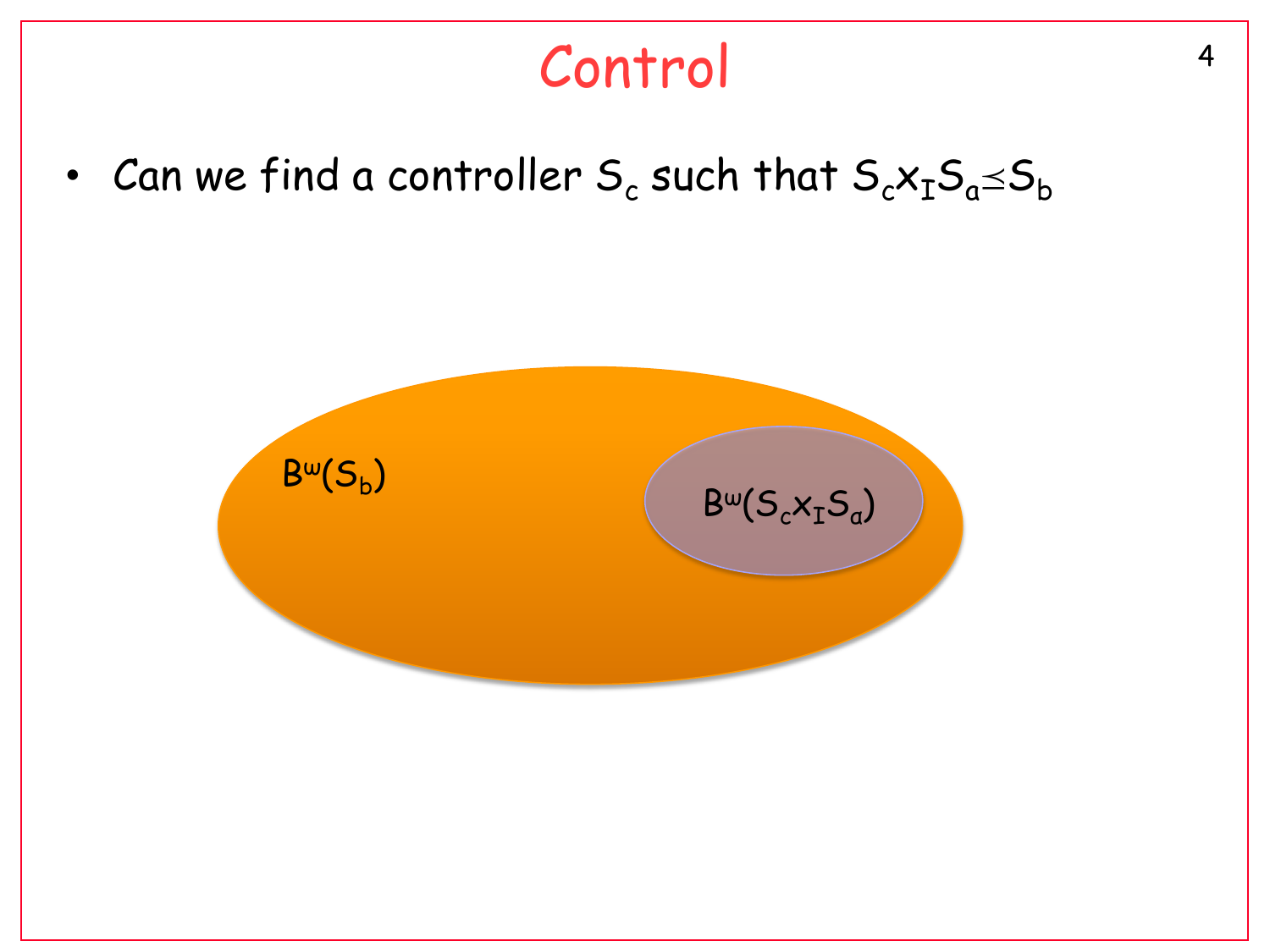# Control

- Can we find a controller $S_c$ such that $S_c \times_I S_a \preceq S_b$

$B^\omega(S_b)$

$B^\omega(S_c \times_I S_a)$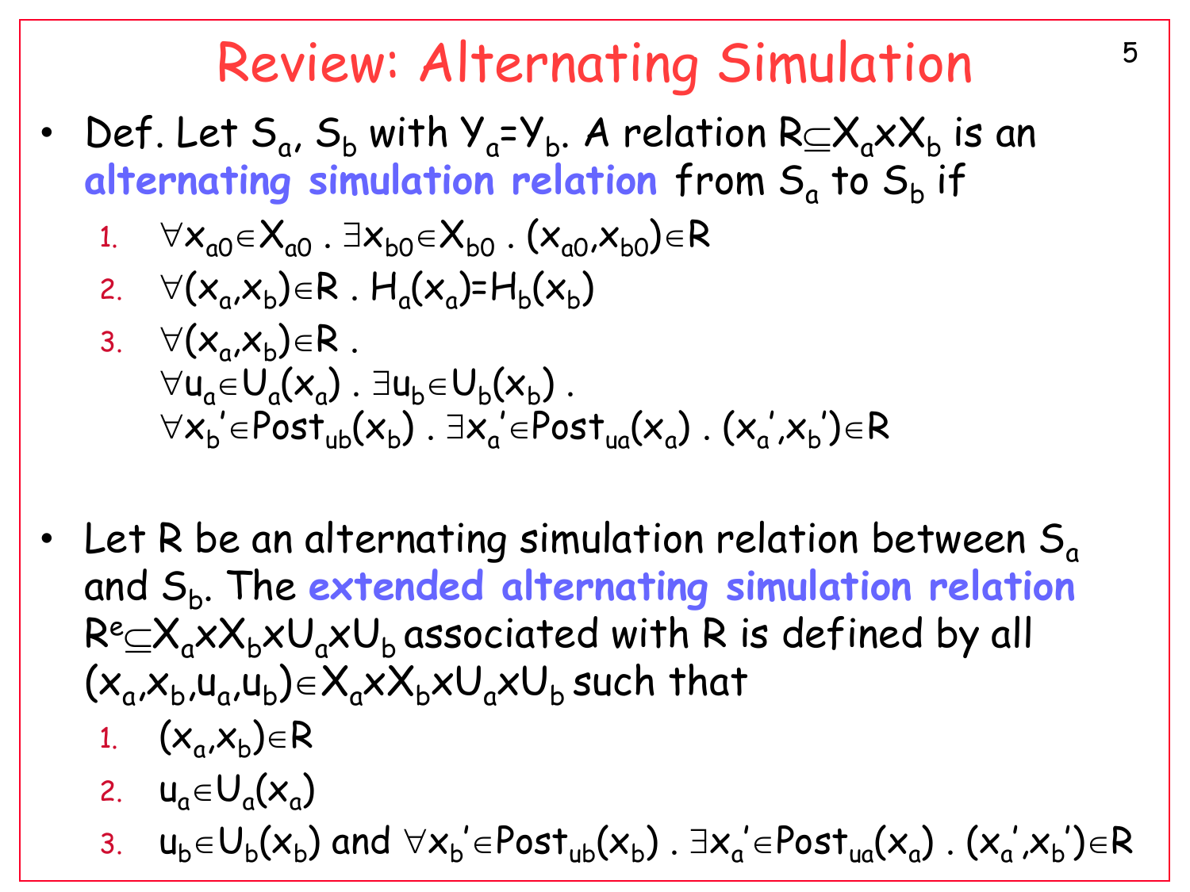# Review: Alternating Simulation

- Def. Let $S_a$, $S_b$ with $Y_a=Y_b$. A relation $R \subseteq X_a \times X_b$ is an **alternating simulation relation** from $S_a$ to $S_b$ if
  1. $\forall x_{a0} \in X_{a0} \,.\, \exists x_{b0} \in X_{b0} \,.\, (x_{a0}, x_{b0}) \in R$
  2. $\forall (x_a, x_b) \in R \,.\, H_a(x_a) = H_b(x_b)$
  3. $\forall (x_a, x_b) \in R \,.$
     $\forall u_a \in U_a(x_a) \,.\, \exists u_b \in U_b(x_b) \,.$
     $\forall x_b' \in Post_{ub}(x_b) \,.\, \exists x_a' \in Post_{ua}(x_a) \,.\, (x_a', x_b') \in R$

- Let R be an alternating simulation relation between $S_a$ and $S_b$. The **extended alternating simulation relation** $R^e \subseteq X_a \times X_b \times U_a \times U_b$ associated with R is defined by all $(x_a, x_b, u_a, u_b) \in X_a \times X_b \times U_a \times U_b$ such that
  1. $(x_a, x_b) \in R$
  2. $u_a \in U_a(x_a)$
  3. $u_b \in U_b(x_b)$ and $\forall x_b' \in Post_{ub}(x_b) \,.\, \exists x_a' \in Post_{ua}(x_a) \,.\, (x_a', x_b') \in R$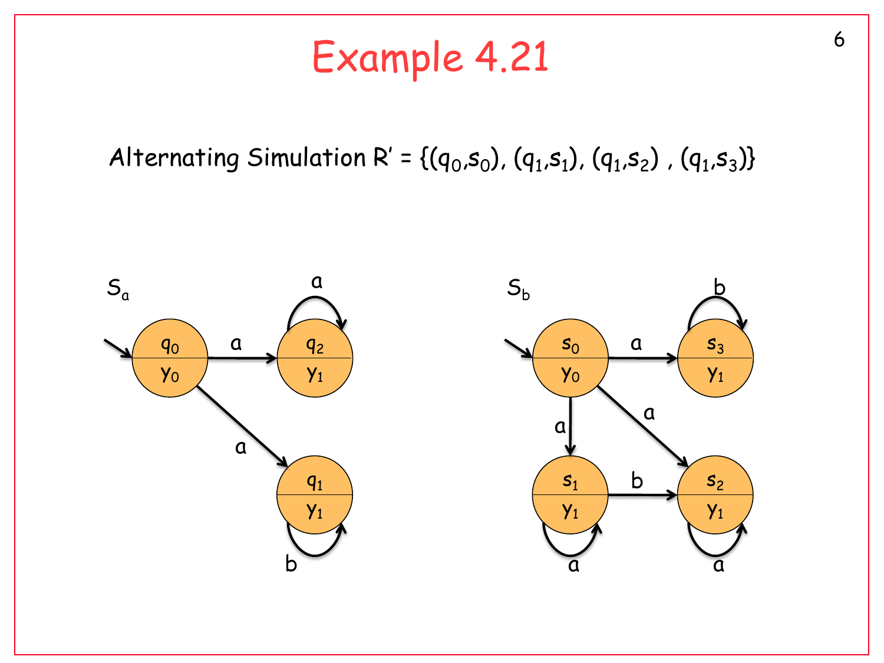# Example 4.21

Alternating Simulation $R' = \{(q_0,s_0), (q_1,s_1), (q_1,s_2), (q_1,s_3)\}$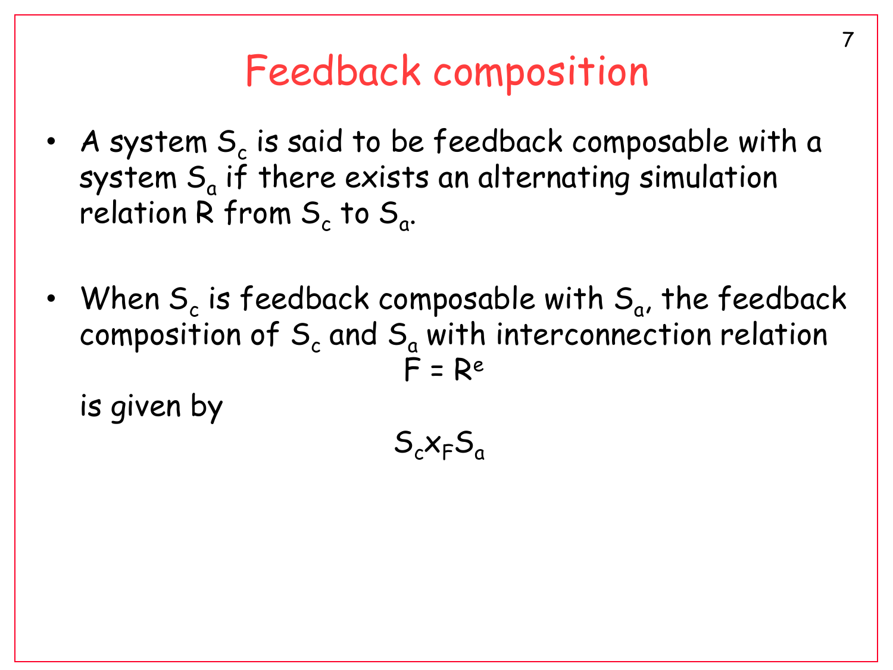# Feedback composition

- A system $S_c$ is said to be feedback composable with a system $S_a$ if there exists an alternating simulation relation R from $S_c$ to $S_a$.

- When $S_c$ is feedback composable with $S_a$, the feedback composition of $S_c$ and $S_a$ with interconnection relation

$$F = R^e$$

  is given by

$$S_c \times_F S_a$$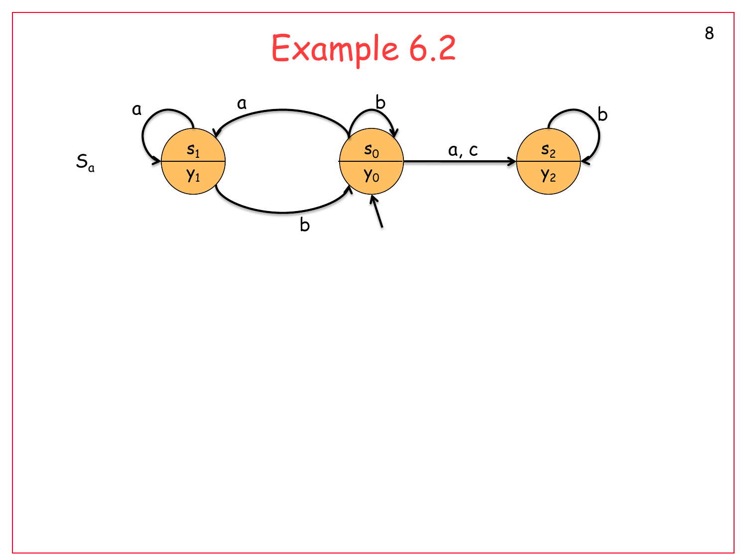# Example 6.2

$S_a$

$s_1$ / $y_1$ — $s_0$ / $y_0$ — $s_2$ / $y_2$

a, b, b, a, c, b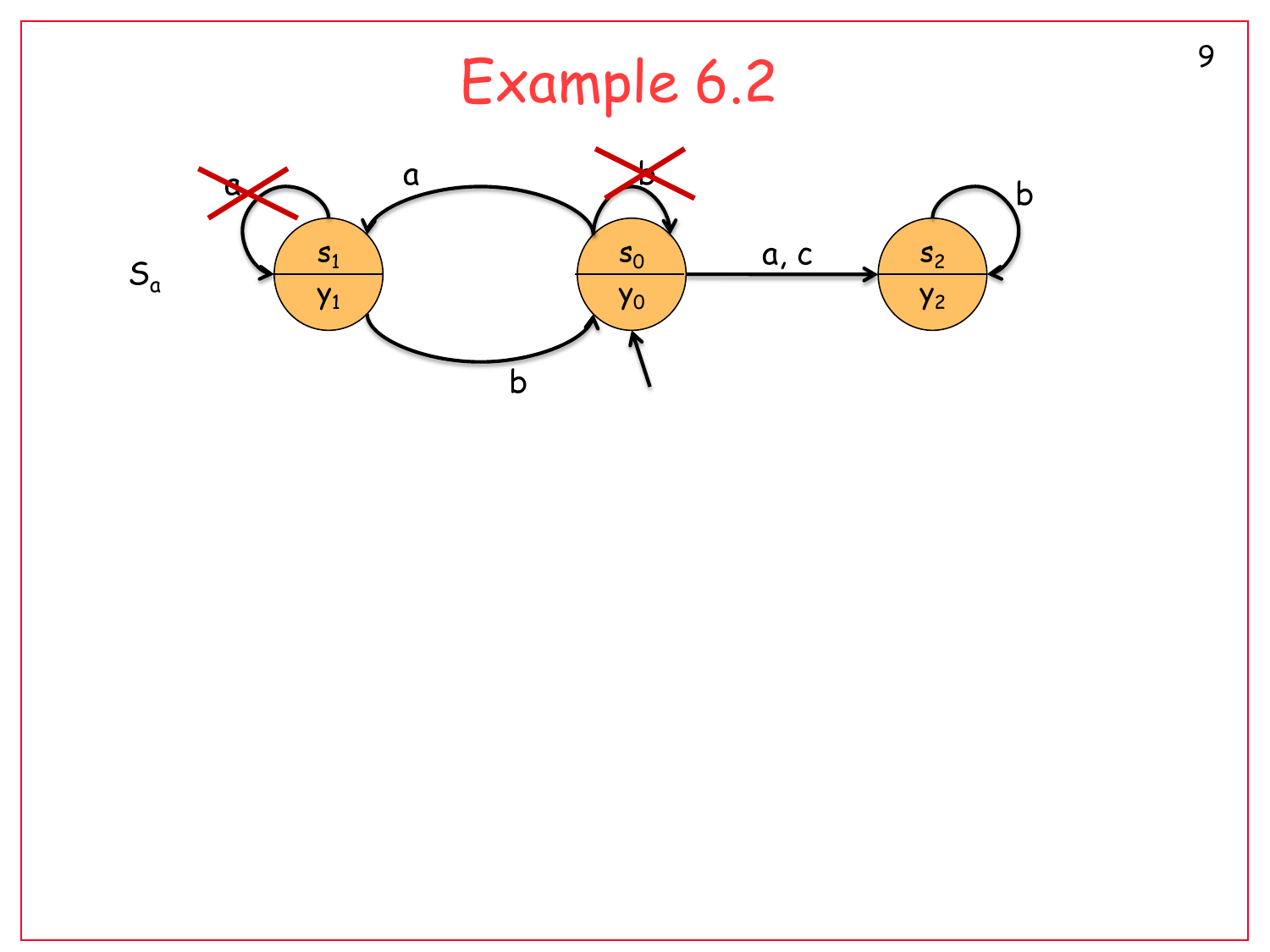# Example 6.2

$S_a$

$s_1$ / $y_1$ — $s_0$ / $y_0$ — $s_2$ / $y_2$

a (crossed out), a, b (crossed out), b, a, c, b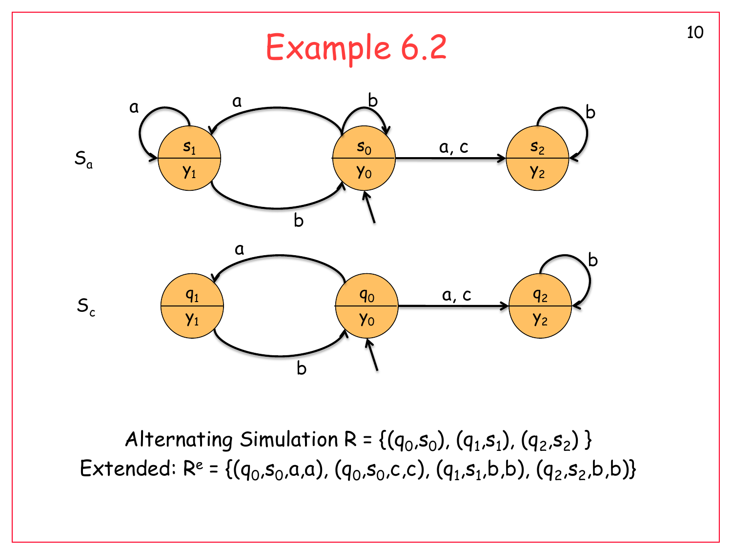# Example 6.2

$S_a$

$S_c$

Alternating Simulation $R = \{(q_0,s_0), (q_1,s_1), (q_2,s_2)\}$

Extended: $R^e = \{(q_0,s_0,a,a), (q_0,s_0,c,c), (q_1,s_1,b,b), (q_2,s_2,b,b)\}$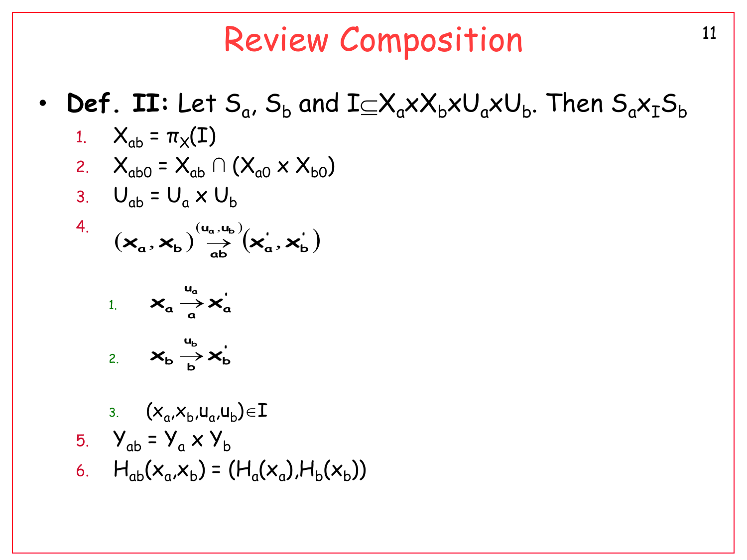# Review Composition

- **Def. II:** Let $S_a$, $S_b$ and $I \subseteq X_a \times X_b \times U_a \times U_b$. Then $S_a \times_I S_b$
  1. $X_{ab} = \pi_X(I)$
  2. $X_{ab0} = X_{ab} \cap (X_{a0} \times X_{b0})$
  3. $U_{ab} = U_a \times U_b$
  4. $(x_a, x_b) \overset{(u_a, u_b)}{\underset{ab}{\longrightarrow}} (x_a', x_b')$
     1. $x_a \overset{u_a}{\underset{a}{\longrightarrow}} x_a'$
     2. $x_b \overset{u_b}{\underset{b}{\longrightarrow}} x_b'$
     3. $(x_a, x_b, u_a, u_b) \in I$
  5. $Y_{ab} = Y_a \times Y_b$
  6. $H_{ab}(x_a, x_b) = (H_a(x_a), H_b(x_b))$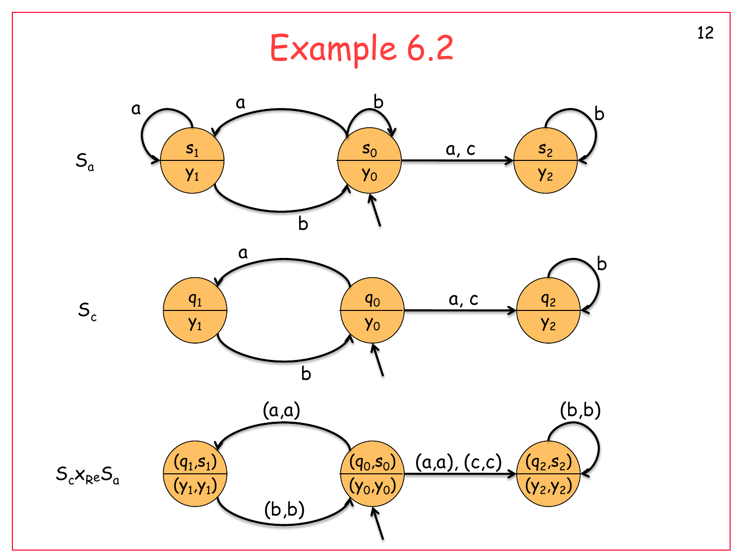# Example 6.2

$S_a$

$S_c$

$S_c \times_{Re} S_a$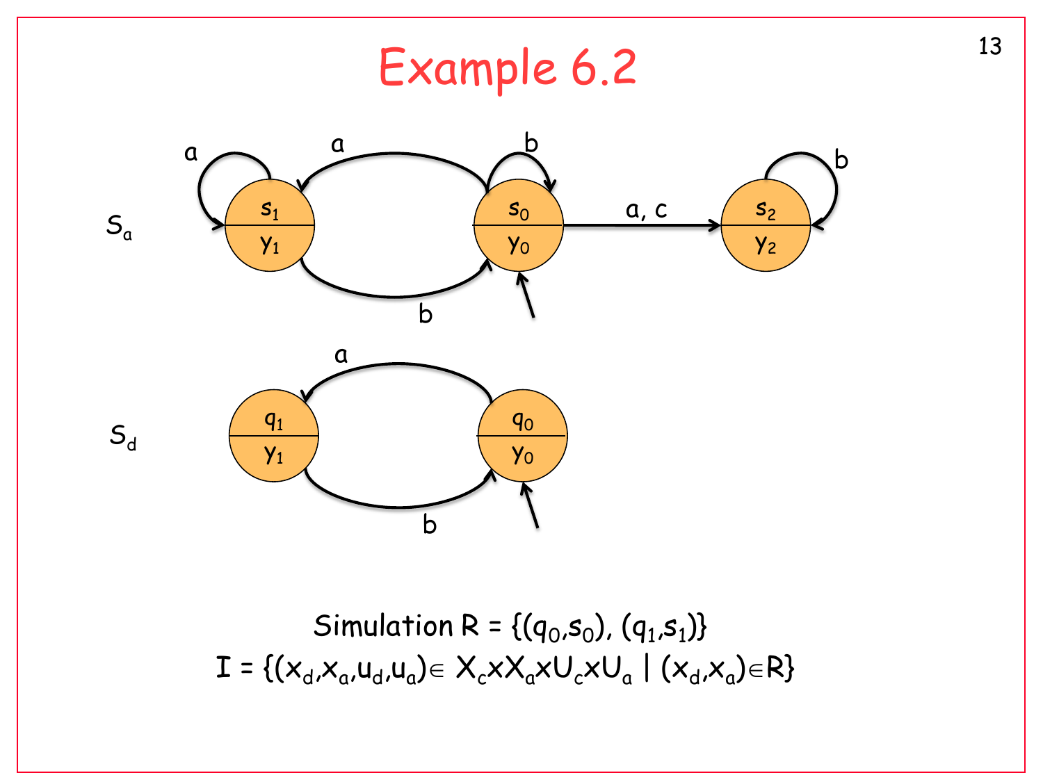# Example 6.2

Simulation $R = \{(q_0, s_0), (q_1, s_1)\}$

$I = \{(x_d, x_a, u_d, u_a) \in X_c \times X_a \times U_c \times U_a \mid (x_d, x_a) \in R\}$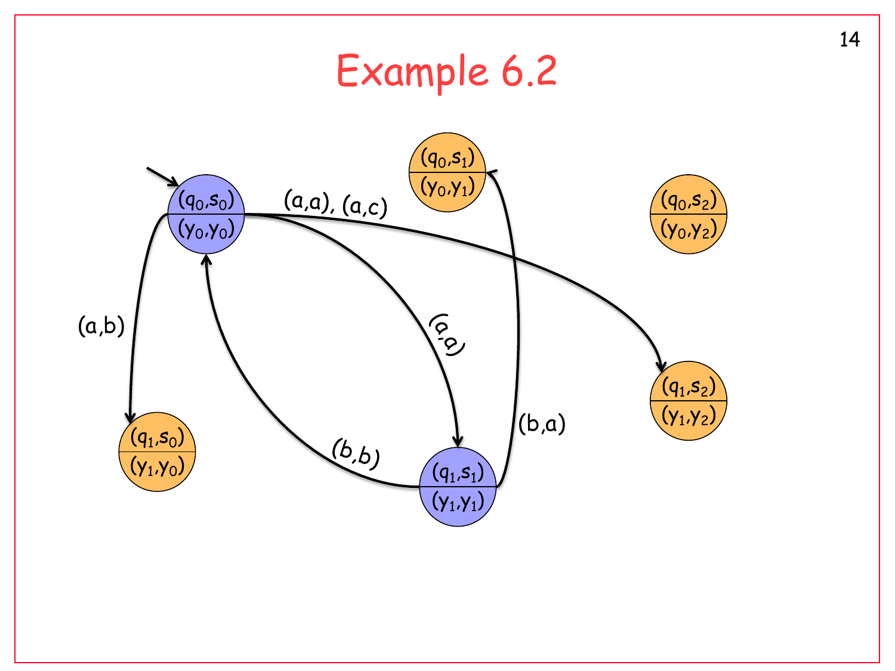# Example 6.2

$(q_0,s_0)$ / $(y_0,y_0)$

$(q_0,s_1)$ / $(y_0,y_1)$

$(q_0,s_2)$ / $(y_0,y_2)$

$(q_1,s_0)$ / $(y_1,y_0)$

$(q_1,s_1)$ / $(y_1,y_1)$

$(q_1,s_2)$ / $(y_1,y_2)$

(a,a), (a,c)

(a,b)

(a,a)

(b,b)

(b,a)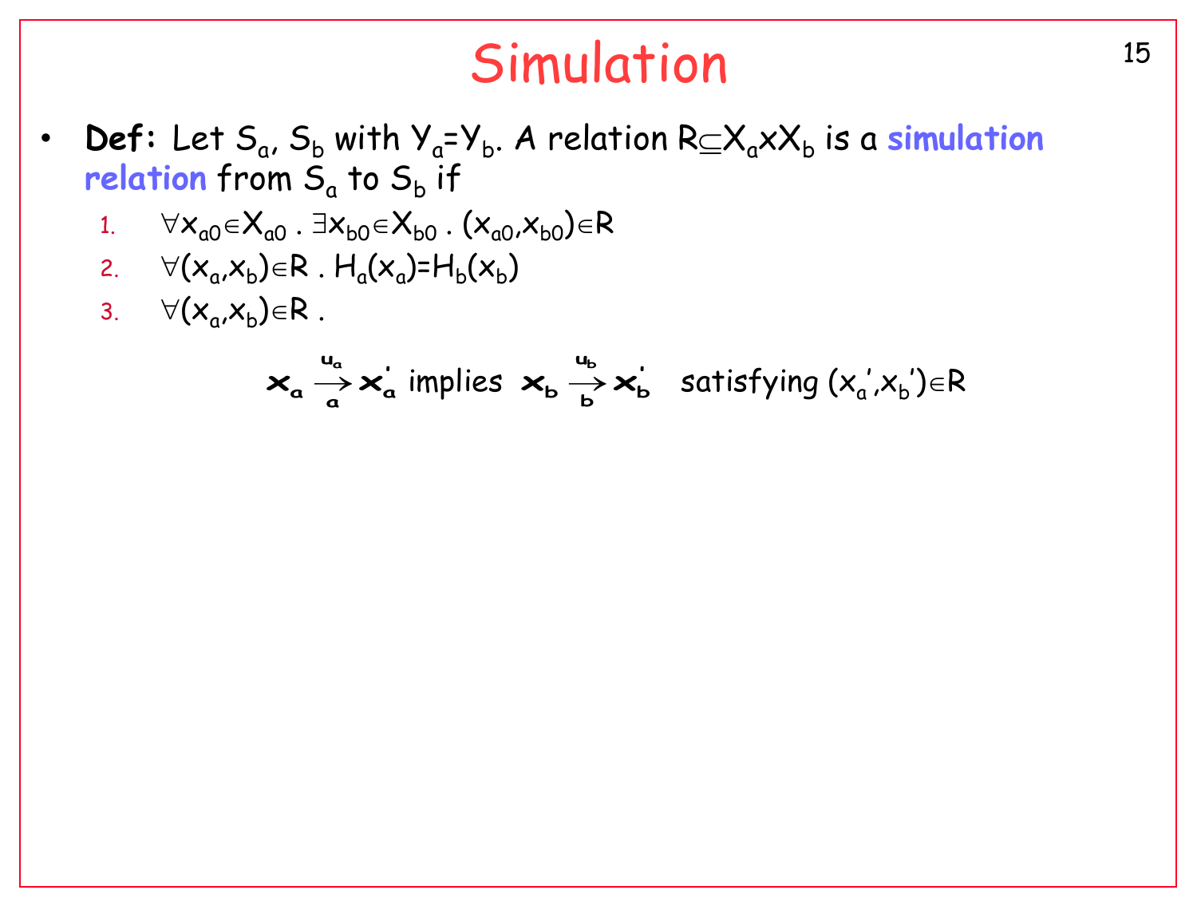# Simulation

- **Def:** Let $S_a$, $S_b$ with $Y_a=Y_b$. A relation $R \subseteq X_a \times X_b$ is a **simulation relation** from $S_a$ to $S_b$ if
  1. $\forall x_{a0} \in X_{a0} \,.\, \exists x_{b0} \in X_{b0} \,.\, (x_{a0}, x_{b0}) \in R$
  2. $\forall (x_a, x_b) \in R \,.\, H_a(x_a) = H_b(x_b)$
  3. $\forall (x_a, x_b) \in R \,.$

$$x_a \xrightarrow[a]{u_a} x_a' \text{ implies } x_b \xrightarrow[b]{u_b} x_b' \quad \text{satisfying } (x_a', x_b') \in R$$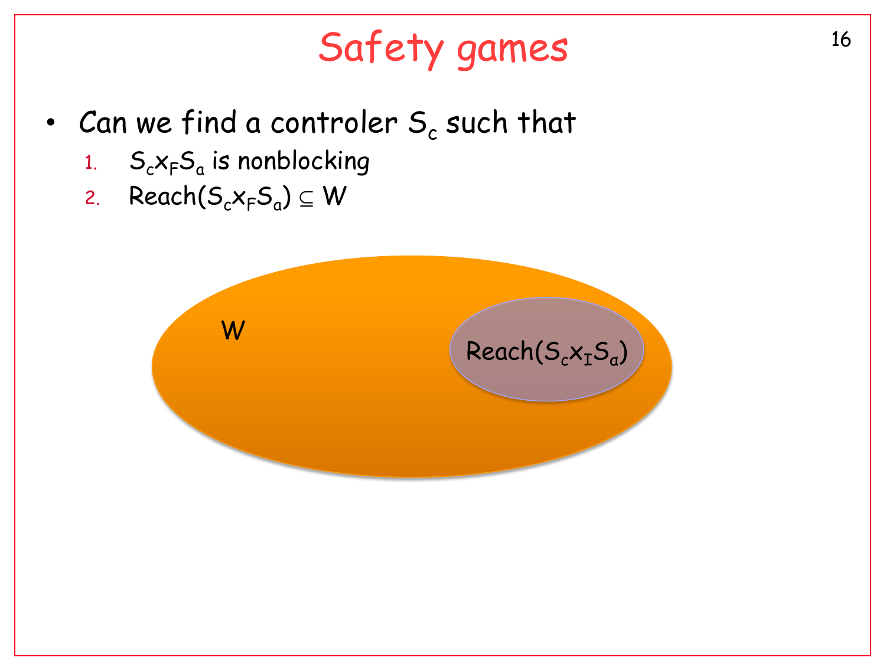# Safety games

- Can we find a controler $S_c$ such that
  1. $S_c x_F S_a$ is nonblocking
  2. $\text{Reach}(S_c x_F S_a) \subseteq W$

W

$\text{Reach}(S_c x_I S_a)$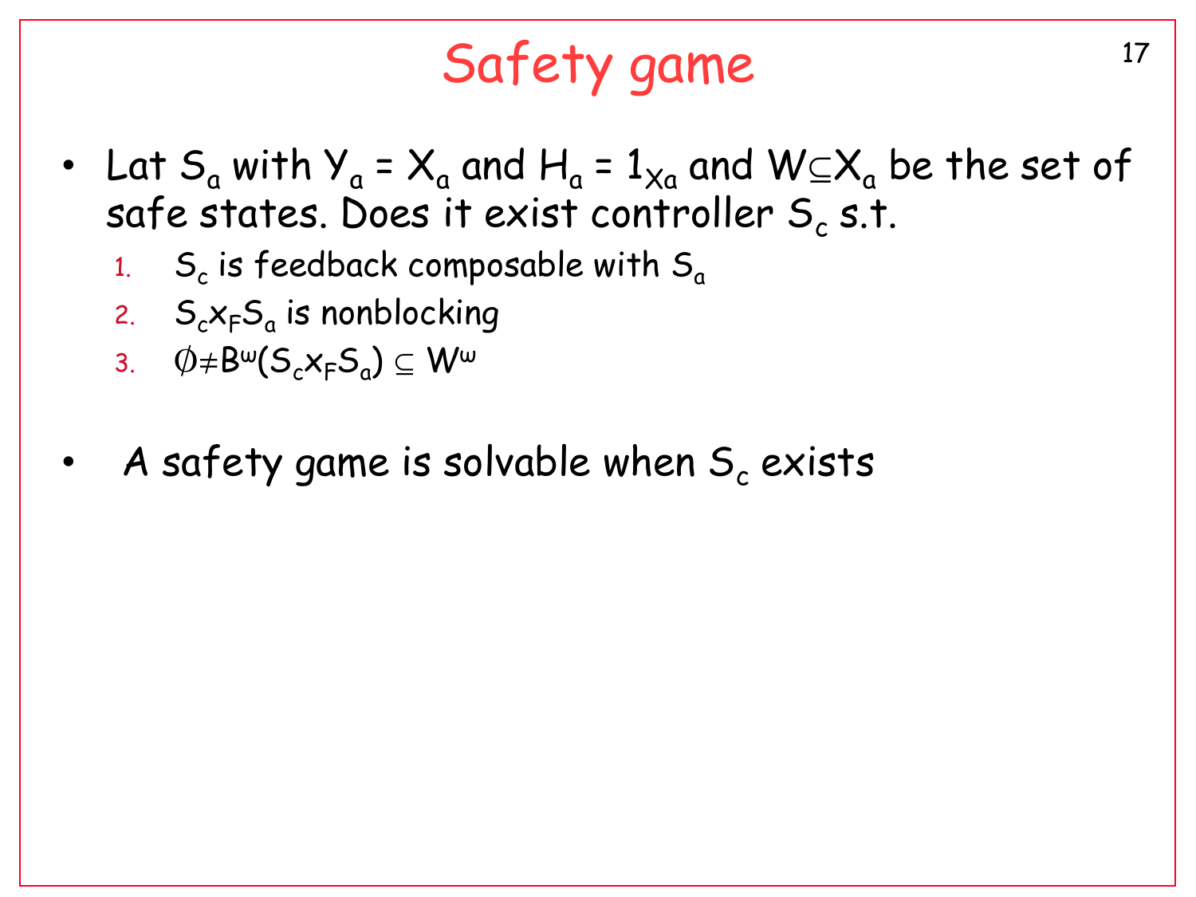# Safety game

- Lat $S_a$ with $Y_a = X_a$ and $H_a = 1_{X_a}$ and $W \subseteq X_a$ be the set of safe states. Does it exist controller $S_c$ s.t.
  1. $S_c$ is feedback composable with $S_a$
  2. $S_c \times_F S_a$ is nonblocking
  3. $\emptyset \neq B^\omega(S_c \times_F S_a) \subseteq W^\omega$

- A safety game is solvable when $S_c$ exists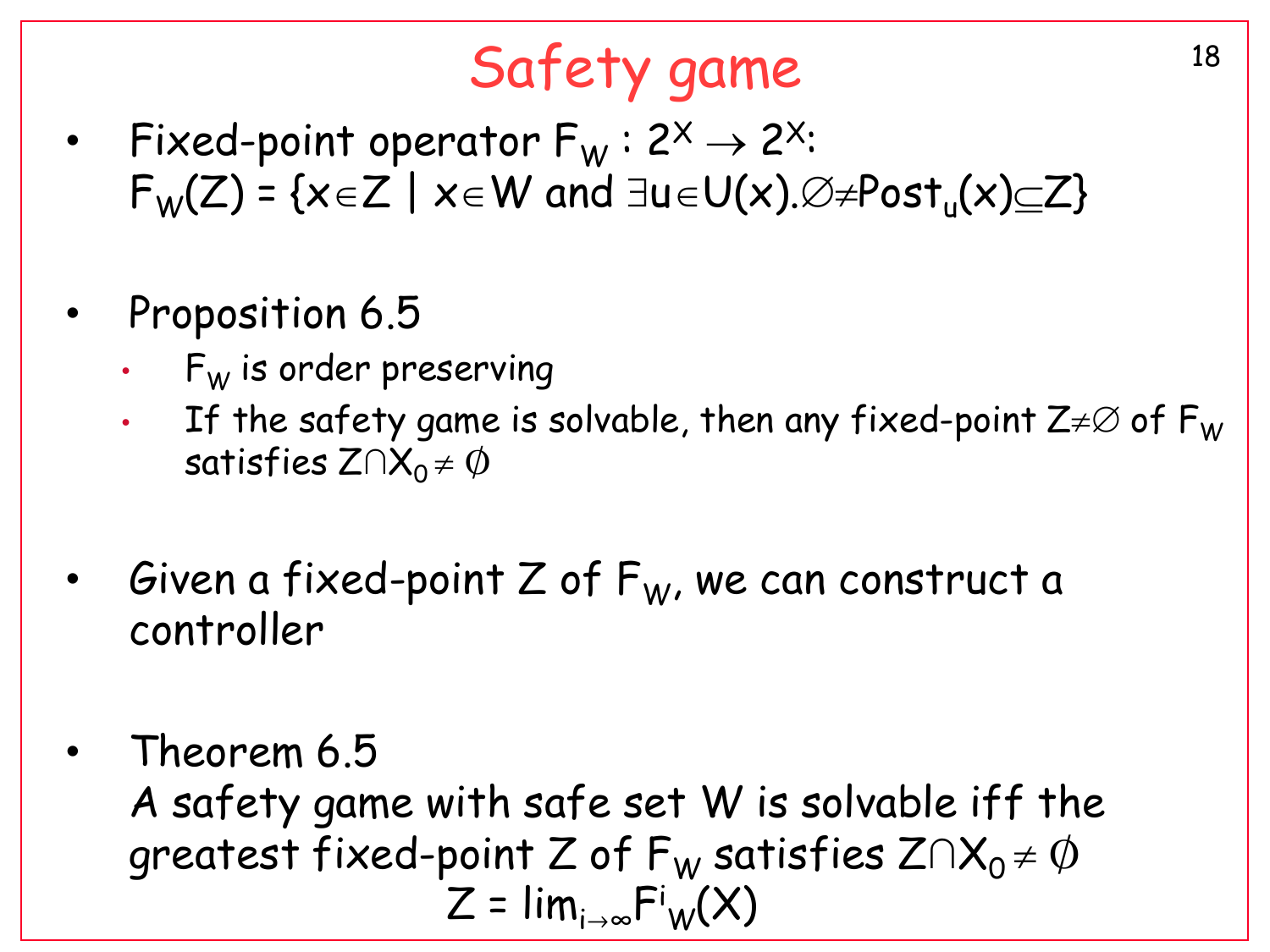# Safety game

- Fixed-point operator $F_W : 2^X \rightarrow 2^X$:
  $F_W(Z) = \{x \in Z \mid x \in W \text{ and } \exists u \in U(x). \emptyset \neq Post_u(x) \subseteq Z\}$

- Proposition 6.5
  - $F_W$ is order preserving
  - If the safety game is solvable, then any fixed-point $Z \neq \emptyset$ of $F_W$ satisfies $Z \cap X_0 \neq \emptyset$

- Given a fixed-point $Z$ of $F_W$, we can construct a controller

- Theorem 6.5
  A safety game with safe set $W$ is solvable iff the greatest fixed-point $Z$ of $F_W$ satisfies $Z \cap X_0 \neq \emptyset$

$$Z = \lim_{i \rightarrow \infty} F^i_W(X)$$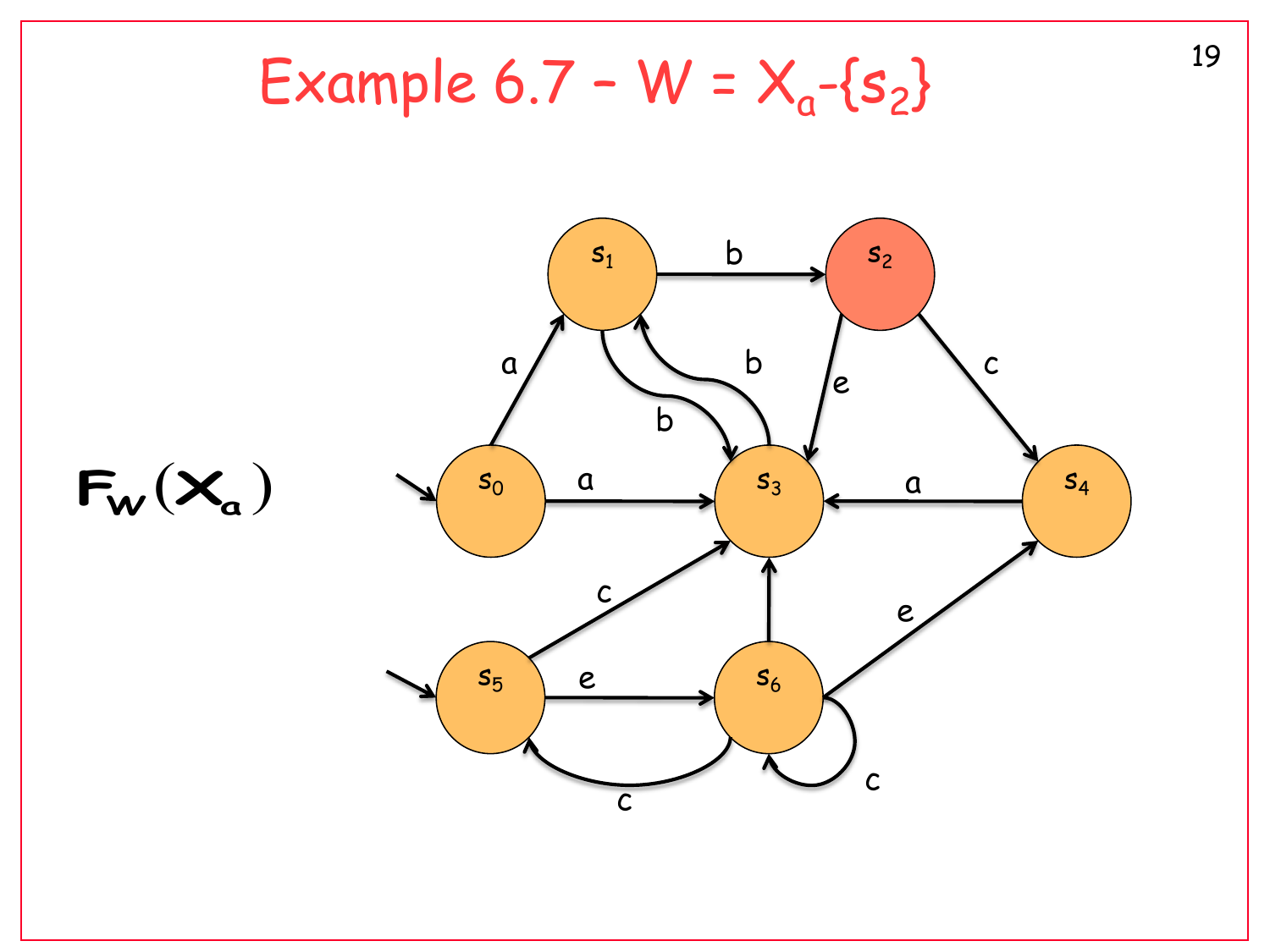# Example 6.7 - $W = X_a - \{s_2\}$

$F_W(X_a)$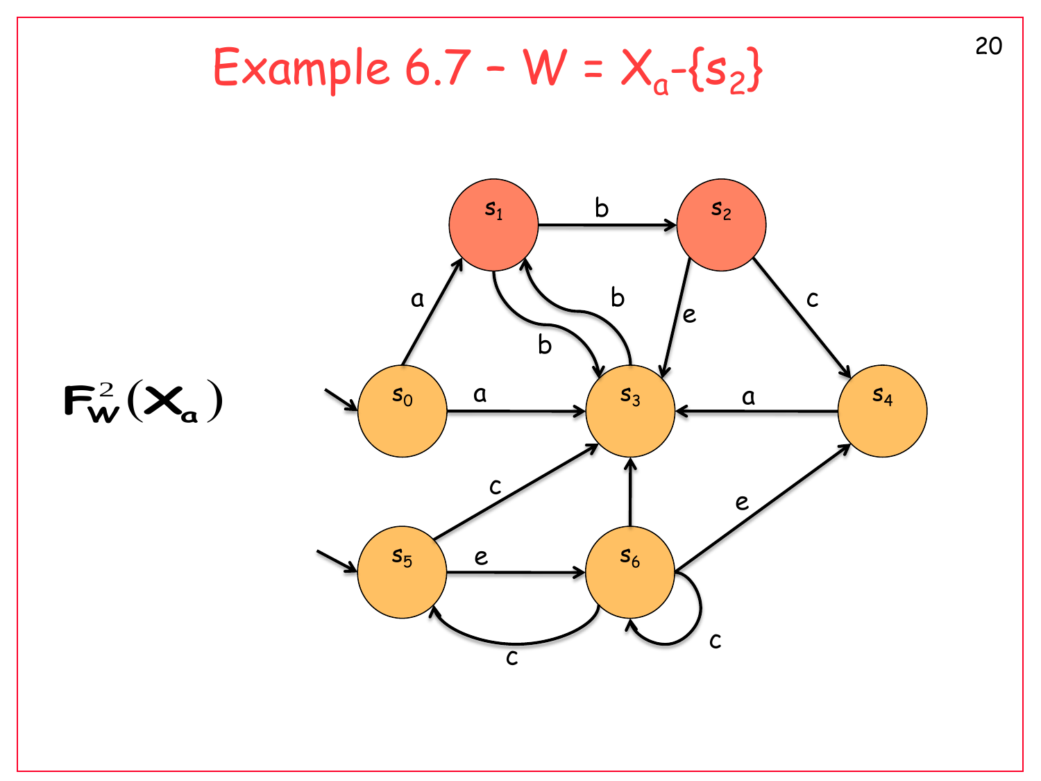# Example 6.7 - $W = X_a - \{s_2\}$

$F_W^2(X_a)$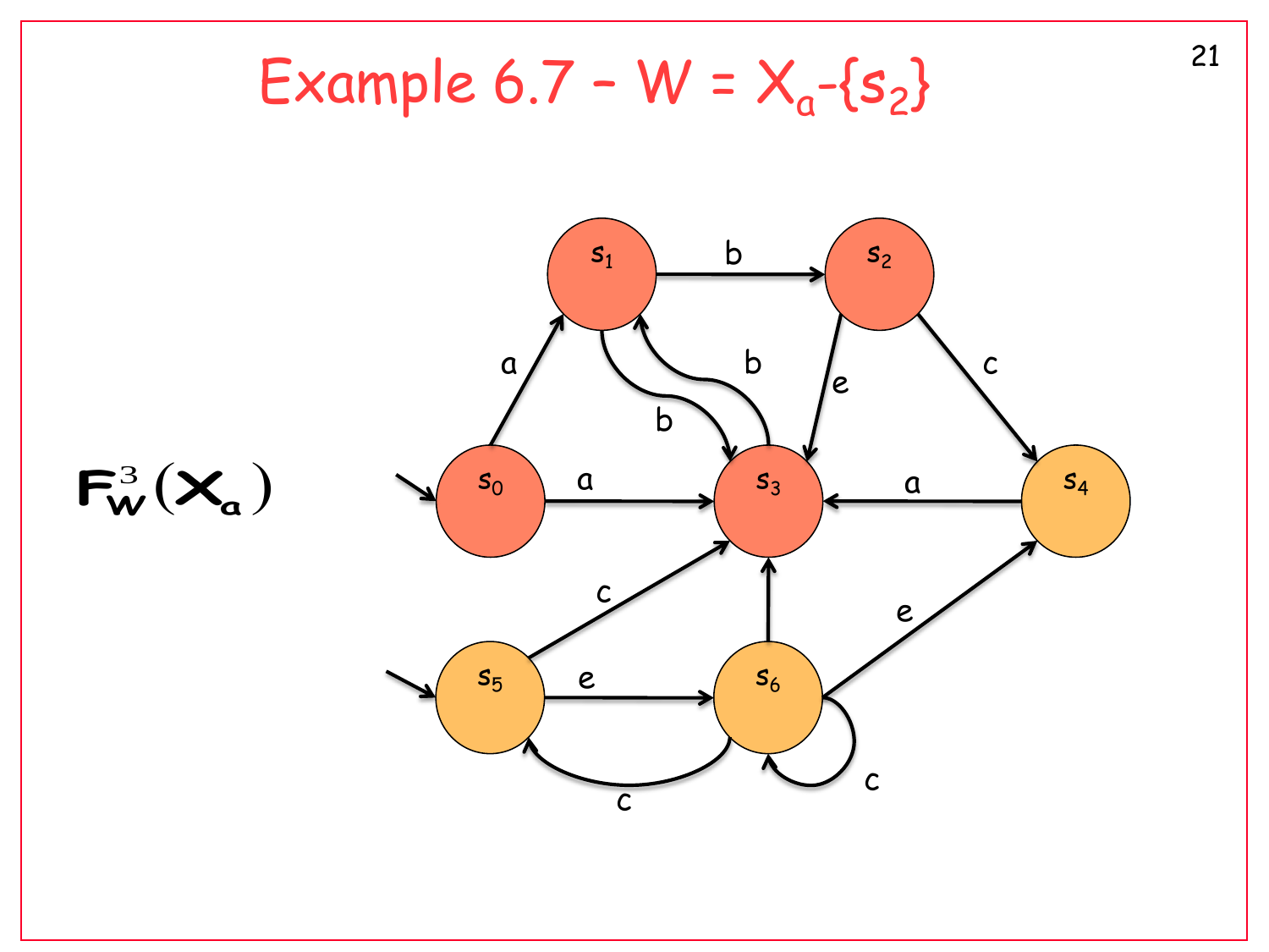# Example 6.7 - $W = X_a - \{s_2\}$

$F_W^3(X_a)$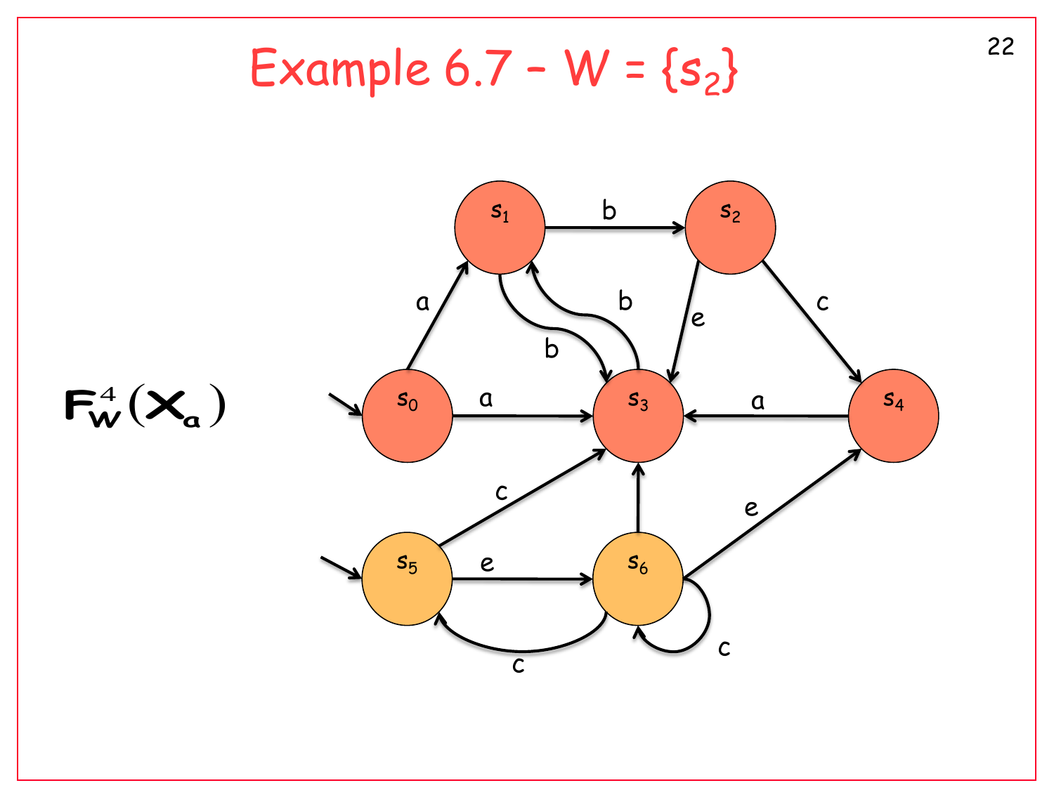# Example 6.7 – W = $\{s_2\}$

$F_W^4(X_a)$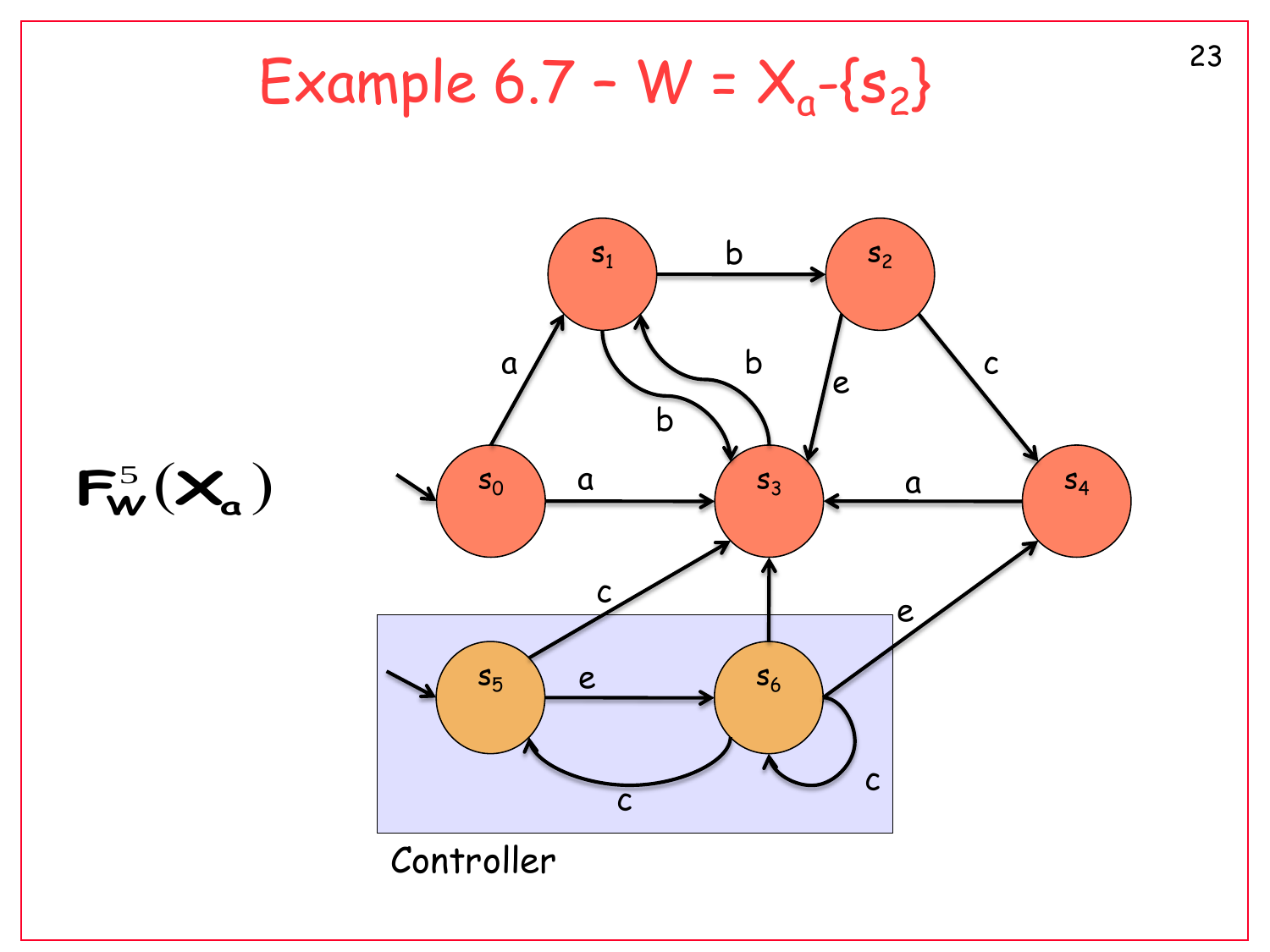# Example 6.7 - $W = X_a - \{s_2\}$

$\mathbf{F}_{\mathbf{W}}^{5}(\mathbf{X}_{\mathbf{a}})$

Controller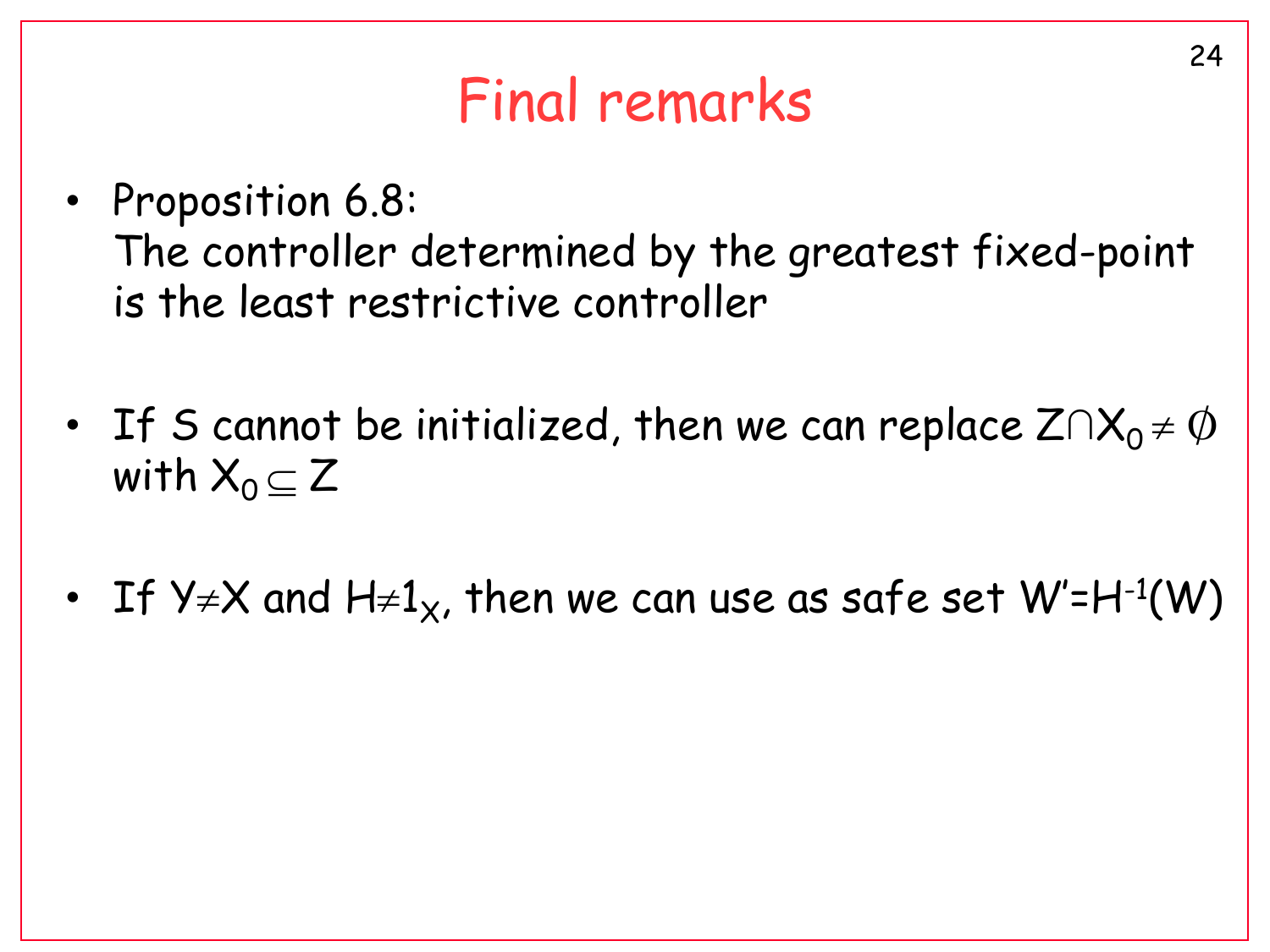# Final remarks

- Proposition 6.8:
  The controller determined by the greatest fixed-point is the least restrictive controller

- If S cannot be initialized, then we can replace $Z \cap X_0 \neq \emptyset$ with $X_0 \subseteq Z$

- If $Y \neq X$ and $H \neq 1_X$, then we can use as safe set $W' = H^{-1}(W)$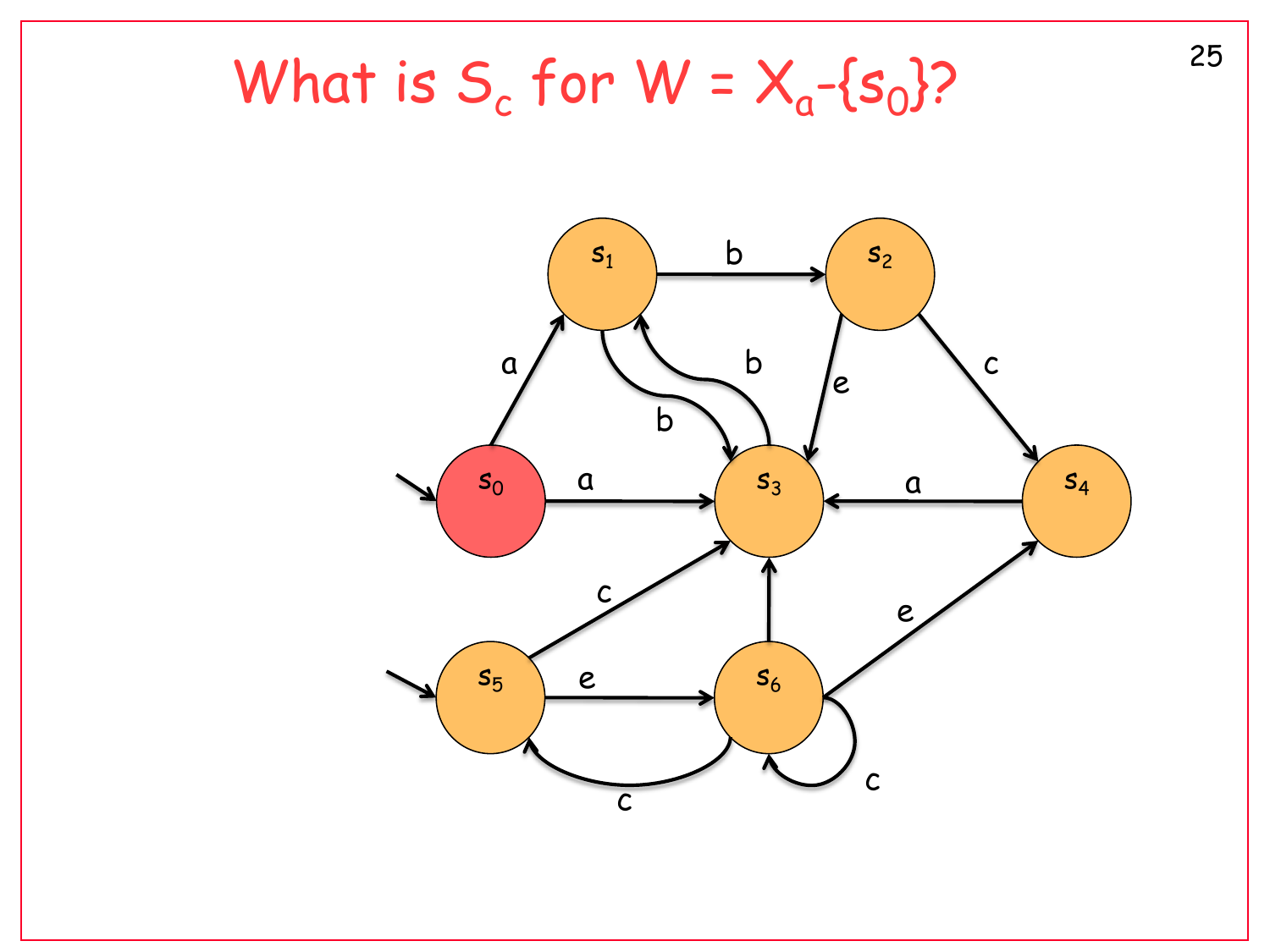# What is $S_c$ for $W = X_a - \{s_0\}$?

$s_1$ $s_2$ $s_0$ $s_3$ $s_4$ $s_5$ $s_6$

a b b b e c a a c e e c c